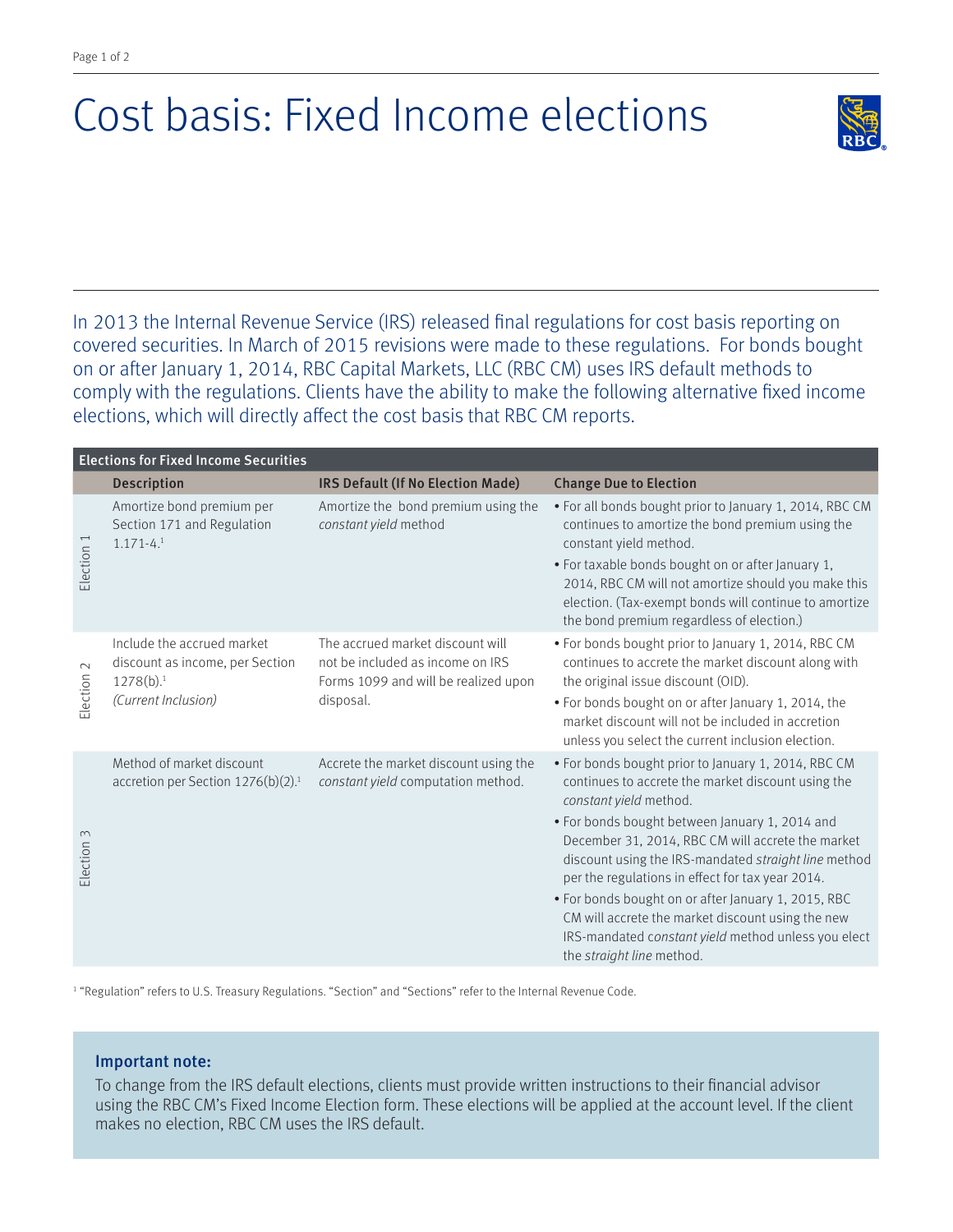# Cost basis: Fixed Income elections

In 2013 the Internal Revenue Service (IRS) released final regulations for cost basis reporting on covered securities. In March of 2015 revisions were made to these regulations. For bonds bought on or after January 1, 2014, RBC Capital Markets, LLC (RBC CM) uses IRS default methods to comply with the regulations. Clients have the ability to make the following alternative fixed income elections, which will directly affect the cost basis that RBC CM reports.

**Elections for Fixed Income Securities**

| | Description | IRS Default (If No Election Made) | Change Due to Election |
|---|---|---|---|
| Election 1 | Amortize bond premium per Section 171 and Regulation 1.171-4.[1] | Amortize the bond premium using the *constant yield* method | • For all bonds bought prior to January 1, 2014, RBC CM continues to amortize the bond premium using the constant yield method.<br>• For taxable bonds bought on or after January 1, 2014, RBC CM will not amortize should you make this election. (Tax-exempt bonds will continue to amortize the bond premium regardless of election.) |
| Election 2 | Include the accrued market discount as income, per Section 1278(b).[1]<br>*(Current Inclusion)* | The accrued market discount will not be included as income on IRS Forms 1099 and will be realized upon disposal. | • For bonds bought prior to January 1, 2014, RBC CM continues to accrete the market discount along with the original issue discount (OID).<br>• For bonds bought on or after January 1, 2014, the market discount will not be included in accretion unless you select the current inclusion election. |
| Election 3 | Method of market discount accretion per Section 1276(b)(2).[1] | Accrete the market discount using the *constant yield* computation method. | • For bonds bought prior to January 1, 2014, RBC CM continues to accrete the market discount using the *constant yield* method.<br>• For bonds bought between January 1, 2014 and December 31, 2014, RBC CM will accrete the market discount using the IRS-mandated *straight line* method per the regulations in effect for tax year 2014.<br>• For bonds bought on or after January 1, 2015, RBC CM will accrete the market discount using the new IRS-mandated *constant yield* method unless you elect the *straight line* method. |

[1] "Regulation" refers to U.S. Treasury Regulations. "Section" and "Sections" refer to the Internal Revenue Code.

### Important note:

To change from the IRS default elections, clients must provide written instructions to their financial advisor using the RBC CM's Fixed Income Election form. These elections will be applied at the account level. If the client makes no election, RBC CM uses the IRS default.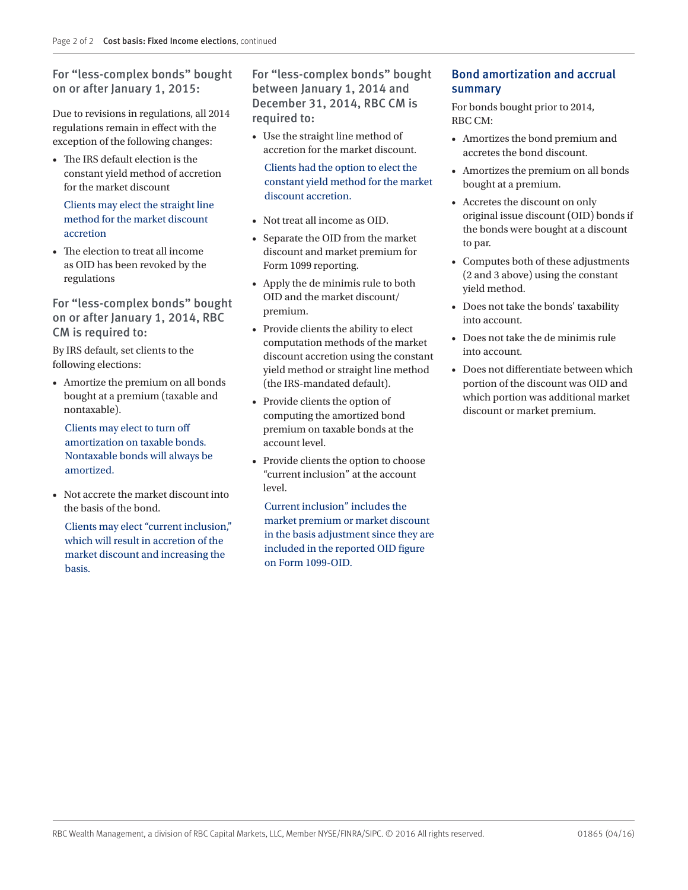### For "less-complex bonds" bought on or after January 1, 2015:

Due to revisions in regulations, all 2014 regulations remain in effect with the exception of the following changes:

- The IRS default election is the constant yield method of accretion for the market discount

  Clients may elect the straight line method for the market discount accretion

- The election to treat all income as OID has been revoked by the regulations

### For "less-complex bonds" bought on or after January 1, 2014, RBC CM is required to:

By IRS default, set clients to the following elections:

- Amortize the premium on all bonds bought at a premium (taxable and nontaxable).

  Clients may elect to turn off amortization on taxable bonds. Nontaxable bonds will always be amortized.

- Not accrete the market discount into the basis of the bond.

  Clients may elect "current inclusion," which will result in accretion of the market discount and increasing the basis.

### For "less-complex bonds" bought between January 1, 2014 and December 31, 2014, RBC CM is required to:

- Use the straight line method of accretion for the market discount.

  Clients had the option to elect the constant yield method for the market discount accretion.

- Not treat all income as OID.
- Separate the OID from the market discount and market premium for Form 1099 reporting.
- Apply the de minimis rule to both OID and the market discount/premium.
- Provide clients the ability to elect computation methods of the market discount accretion using the constant yield method or straight line method (the IRS-mandated default).
- Provide clients the option of computing the amortized bond premium on taxable bonds at the account level.
- Provide clients the option to choose "current inclusion" at the account level.

  Current inclusion" includes the market premium or market discount in the basis adjustment since they are included in the reported OID figure on Form 1099-OID.

## Bond amortization and accrual summary

For bonds bought prior to 2014, RBC CM:

- Amortizes the bond premium and accretes the bond discount.
- Amortizes the premium on all bonds bought at a premium.
- Accretes the discount on only original issue discount (OID) bonds if the bonds were bought at a discount to par.
- Computes both of these adjustments (2 and 3 above) using the constant yield method.
- Does not take the bonds' taxability into account.
- Does not take the de minimis rule into account.
- Does not differentiate between which portion of the discount was OID and which portion was additional market discount or market premium.

RBC Wealth Management, a division of RBC Capital Markets, LLC, Member NYSE/FINRA/SIPC. © 2016 All rights reserved. 01865 (04/16)